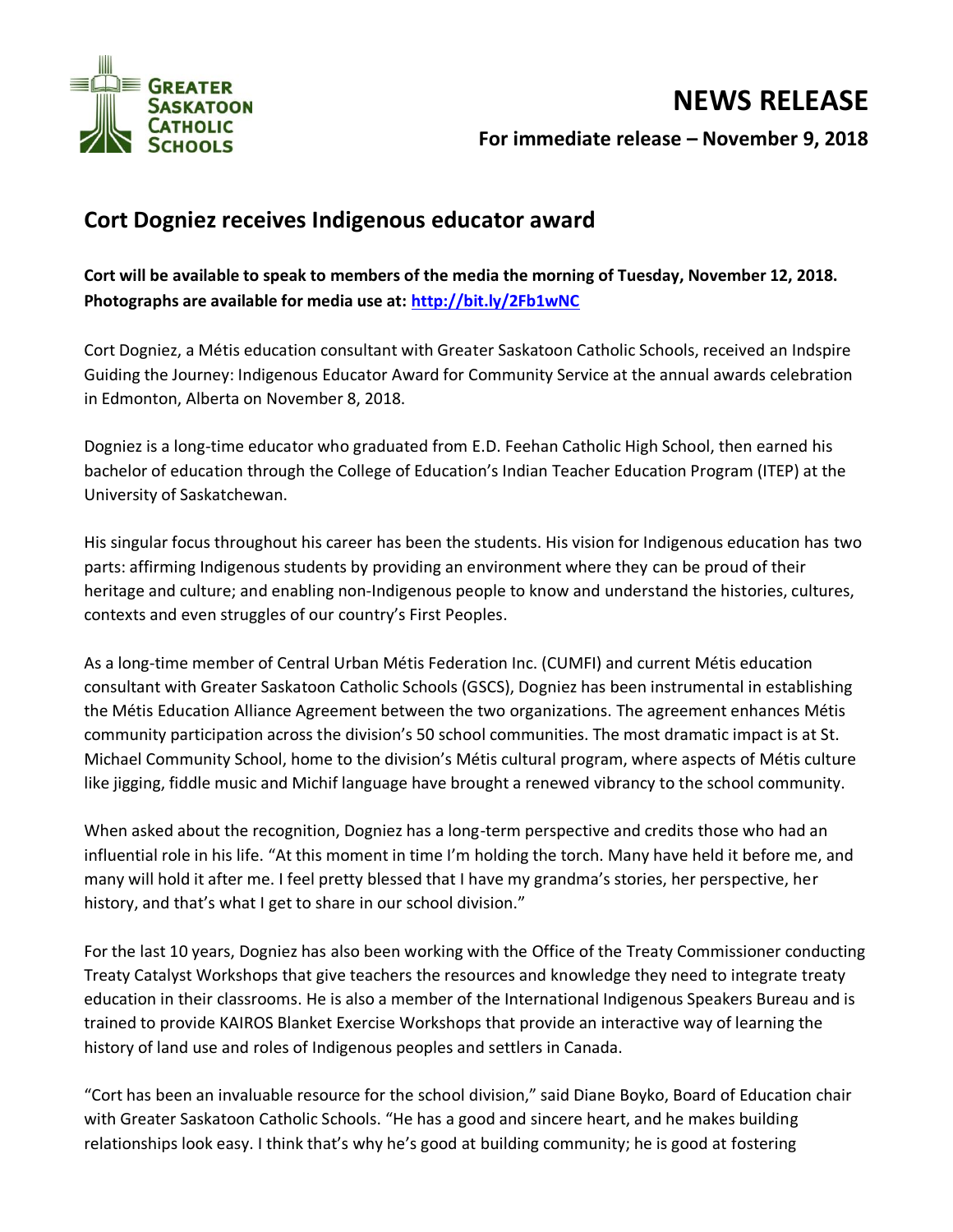Greater Saskatoon Catholic Schools

# NEWS RELEASE

**For immediate release – November 9, 2018**

## Cort Dogniez receives Indigenous educator award

**Cort will be available to speak to members of the media the morning of Tuesday, November 12, 2018. Photographs are available for media use at: http://bit.ly/2Fb1wNC**

Cort Dogniez, a Métis education consultant with Greater Saskatoon Catholic Schools, received an Indspire Guiding the Journey: Indigenous Educator Award for Community Service at the annual awards celebration in Edmonton, Alberta on November 8, 2018.

Dogniez is a long-time educator who graduated from E.D. Feehan Catholic High School, then earned his bachelor of education through the College of Education's Indian Teacher Education Program (ITEP) at the University of Saskatchewan.

His singular focus throughout his career has been the students. His vision for Indigenous education has two parts: affirming Indigenous students by providing an environment where they can be proud of their heritage and culture; and enabling non-Indigenous people to know and understand the histories, cultures, contexts and even struggles of our country's First Peoples.

As a long-time member of Central Urban Métis Federation Inc. (CUMFI) and current Métis education consultant with Greater Saskatoon Catholic Schools (GSCS), Dogniez has been instrumental in establishing the Métis Education Alliance Agreement between the two organizations. The agreement enhances Métis community participation across the division's 50 school communities. The most dramatic impact is at St. Michael Community School, home to the division's Métis cultural program, where aspects of Métis culture like jigging, fiddle music and Michif language have brought a renewed vibrancy to the school community.

When asked about the recognition, Dogniez has a long-term perspective and credits those who had an influential role in his life. "At this moment in time I'm holding the torch. Many have held it before me, and many will hold it after me. I feel pretty blessed that I have my grandma's stories, her perspective, her history, and that's what I get to share in our school division."

For the last 10 years, Dogniez has also been working with the Office of the Treaty Commissioner conducting Treaty Catalyst Workshops that give teachers the resources and knowledge they need to integrate treaty education in their classrooms. He is also a member of the International Indigenous Speakers Bureau and is trained to provide KAIROS Blanket Exercise Workshops that provide an interactive way of learning the history of land use and roles of Indigenous peoples and settlers in Canada.

"Cort has been an invaluable resource for the school division," said Diane Boyko, Board of Education chair with Greater Saskatoon Catholic Schools. "He has a good and sincere heart, and he makes building relationships look easy. I think that's why he's good at building community; he is good at fostering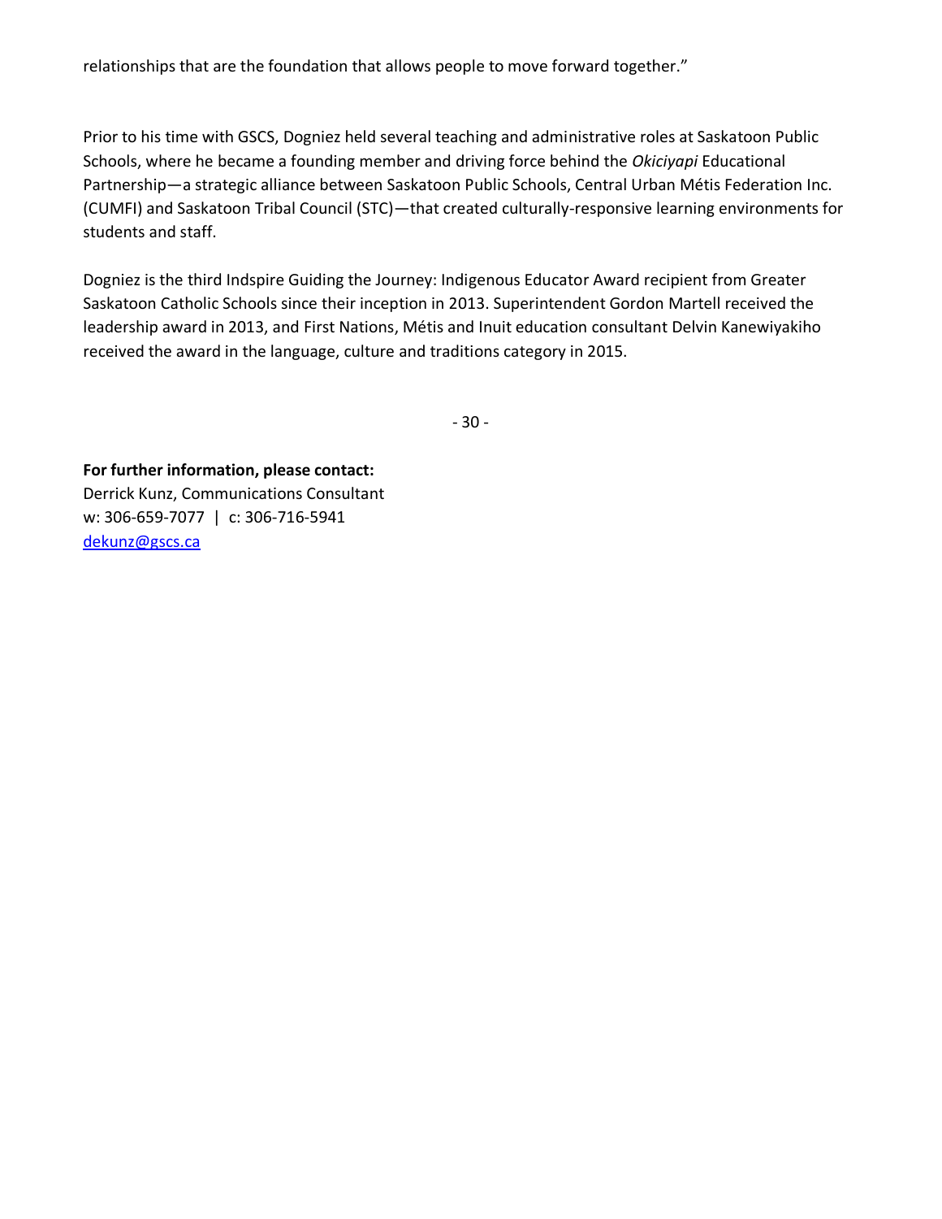relationships that are the foundation that allows people to move forward together."

Prior to his time with GSCS, Dogniez held several teaching and administrative roles at Saskatoon Public Schools, where he became a founding member and driving force behind the *Okiciyapi* Educational Partnership—a strategic alliance between Saskatoon Public Schools, Central Urban Métis Federation Inc. (CUMFI) and Saskatoon Tribal Council (STC)—that created culturally-responsive learning environments for students and staff.

Dogniez is the third Indspire Guiding the Journey: Indigenous Educator Award recipient from Greater Saskatoon Catholic Schools since their inception in 2013. Superintendent Gordon Martell received the leadership award in 2013, and First Nations, Métis and Inuit education consultant Delvin Kanewiyakiho received the award in the language, culture and traditions category in 2015.

- 30 -

**For further information, please contact:**
Derrick Kunz, Communications Consultant
w: 306-659-7077 | c: 306-716-5941
dekunz@gscs.ca